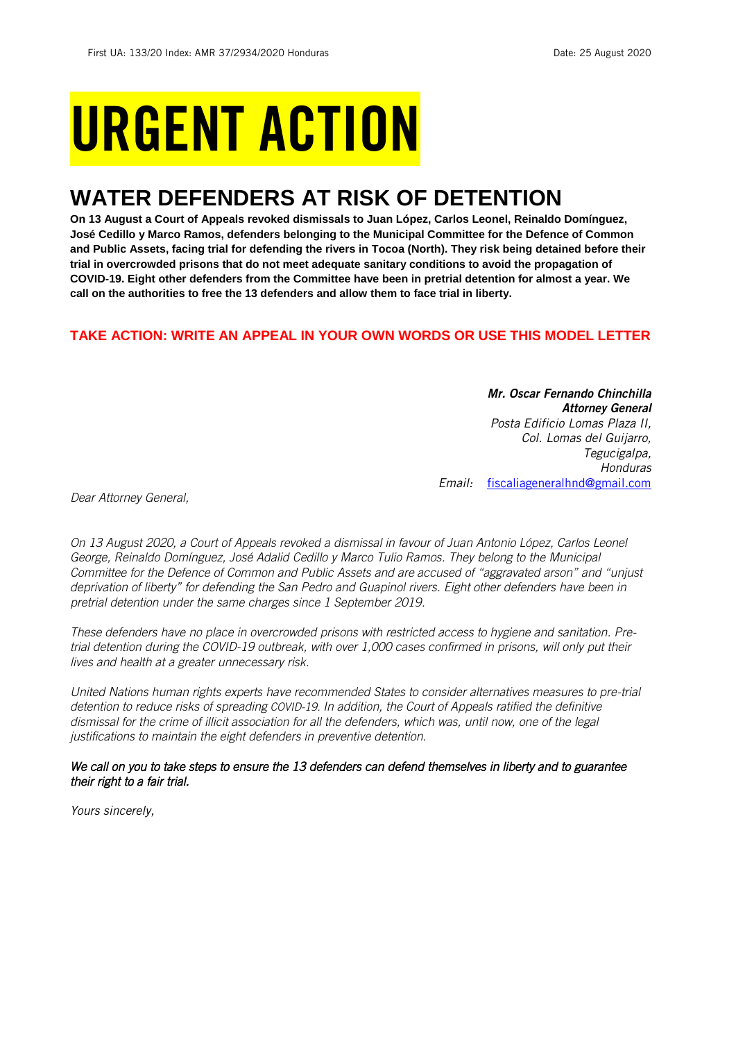First UA: 133/20 Index: AMR 37/2934/2020 Honduras Date: 25 August 2020

# URGENT ACTION

## WATER DEFENDERS AT RISK OF DETENTION

**On 13 August a Court of Appeals revoked dismissals to Juan López, Carlos Leonel, Reinaldo Domínguez, José Cedillo y Marco Ramos, defenders belonging to the Municipal Committee for the Defence of Common and Public Assets, facing trial for defending the rivers in Tocoa (North). They risk being detained before their trial in overcrowded prisons that do not meet adequate sanitary conditions to avoid the propagation of COVID-19. Eight other defenders from the Committee have been in pretrial detention for almost a year. We call on the authorities to free the 13 defenders and allow them to face trial in liberty.**

**TAKE ACTION: WRITE AN APPEAL IN YOUR OWN WORDS OR USE THIS MODEL LETTER**

***Mr. Oscar Fernando Chinchilla***
***Attorney General***
*Posta Edificio Lomas Plaza II,*
*Col. Lomas del Guijarro,*
*Tegucigalpa,*
*Honduras*
*Email:* fiscaliageneralhnd@gmail.com

*Dear Attorney General,*

*On 13 August 2020, a Court of Appeals revoked a dismissal in favour of Juan Antonio López, Carlos Leonel George, Reinaldo Domínguez, José Adalid Cedillo y Marco Tulio Ramos. They belong to the Municipal Committee for the Defence of Common and Public Assets and are accused of "aggravated arson" and "unjust deprivation of liberty" for defending the San Pedro and Guapinol rivers. Eight other defenders have been in pretrial detention under the same charges since 1 September 2019.*

*These defenders have no place in overcrowded prisons with restricted access to hygiene and sanitation. Pre-trial detention during the COVID-19 outbreak, with over 1,000 cases confirmed in prisons, will only put their lives and health at a greater unnecessary risk.*

*United Nations human rights experts have recommended States to consider alternatives measures to pre-trial detention to reduce risks of spreading COVID-19. In addition, the Court of Appeals ratified the definitive dismissal for the crime of illicit association for all the defenders, which was, until now, one of the legal justifications to maintain the eight defenders in preventive detention.*

*We call on you to take steps to ensure the 13 defenders can defend themselves in liberty and to guarantee their right to a fair trial.*

*Yours sincerely,*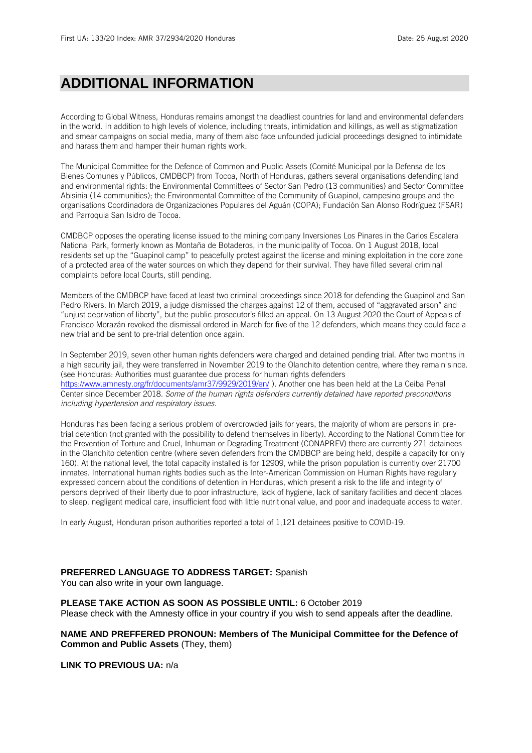# ADDITIONAL INFORMATION

According to Global Witness, Honduras remains amongst the deadliest countries for land and environmental defenders in the world. In addition to high levels of violence, including threats, intimidation and killings, as well as stigmatization and smear campaigns on social media, many of them also face unfounded judicial proceedings designed to intimidate and harass them and hamper their human rights work.

The Municipal Committee for the Defence of Common and Public Assets (Comité Municipal por la Defensa de los Bienes Comunes y Públicos, CMDBCP) from Tocoa, North of Honduras, gathers several organisations defending land and environmental rights: the Environmental Committees of Sector San Pedro (13 communities) and Sector Committee Abisinia (14 communities); the Environmental Committee of the Community of Guapinol, campesino groups and the organisations Coordinadora de Organizaciones Populares del Aguán (COPA); Fundación San Alonso Rodríguez (FSAR) and Parroquia San Isidro de Tocoa.

CMDBCP opposes the operating license issued to the mining company Inversiones Los Pinares in the Carlos Escalera National Park, formerly known as Montaña de Botaderos, in the municipality of Tocoa. On 1 August 2018, local residents set up the "Guapinol camp" to peacefully protest against the license and mining exploitation in the core zone of a protected area of the water sources on which they depend for their survival. They have filled several criminal complaints before local Courts, still pending.

Members of the CMDBCP have faced at least two criminal proceedings since 2018 for defending the Guapinol and San Pedro Rivers. In March 2019, a judge dismissed the charges against 12 of them, accused of "aggravated arson" and "unjust deprivation of liberty", but the public prosecutor's filled an appeal. On 13 August 2020 the Court of Appeals of Francisco Morazán revoked the dismissal ordered in March for five of the 12 defenders, which means they could face a new trial and be sent to pre-trial detention once again.

In September 2019, seven other human rights defenders were charged and detained pending trial. After two months in a high security jail, they were transferred in November 2019 to the Olanchito detention centre, where they remain since. (see Honduras: Authorities must guarantee due process for human rights defenders https://www.amnesty.org/fr/documents/amr37/9929/2019/en/ ). Another one has been held at the La Ceiba Penal Center since December 2018. *Some of the human rights defenders currently detained have reported preconditions including hypertension and respiratory issues.*

Honduras has been facing a serious problem of overcrowded jails for years, the majority of whom are persons in pre-trial detention (not granted with the possibility to defend themselves in liberty). According to the National Committee for the Prevention of Torture and Cruel, Inhuman or Degrading Treatment (CONAPREV) there are currently 271 detainees in the Olanchito detention centre (where seven defenders from the CMDBCP are being held, despite a capacity for only 160). At the national level, the total capacity installed is for 12909, while the prison population is currently over 21700 inmates. International human rights bodies such as the Inter-American Commission on Human Rights have regularly expressed concern about the conditions of detention in Honduras, which present a risk to the life and integrity of persons deprived of their liberty due to poor infrastructure, lack of hygiene, lack of sanitary facilities and decent places to sleep, negligent medical care, insufficient food with little nutritional value, and poor and inadequate access to water.

In early August, Honduran prison authorities reported a total of 1,121 detainees positive to COVID-19.

**PREFERRED LANGUAGE TO ADDRESS TARGET:** Spanish
You can also write in your own language.

**PLEASE TAKE ACTION AS SOON AS POSSIBLE UNTIL:** 6 October 2019
Please check with the Amnesty office in your country if you wish to send appeals after the deadline.

**NAME AND PREFFERED PRONOUN: Members of The Municipal Committee for the Defence of Common and Public Assets** (They, them)

**LINK TO PREVIOUS UA:** n/a